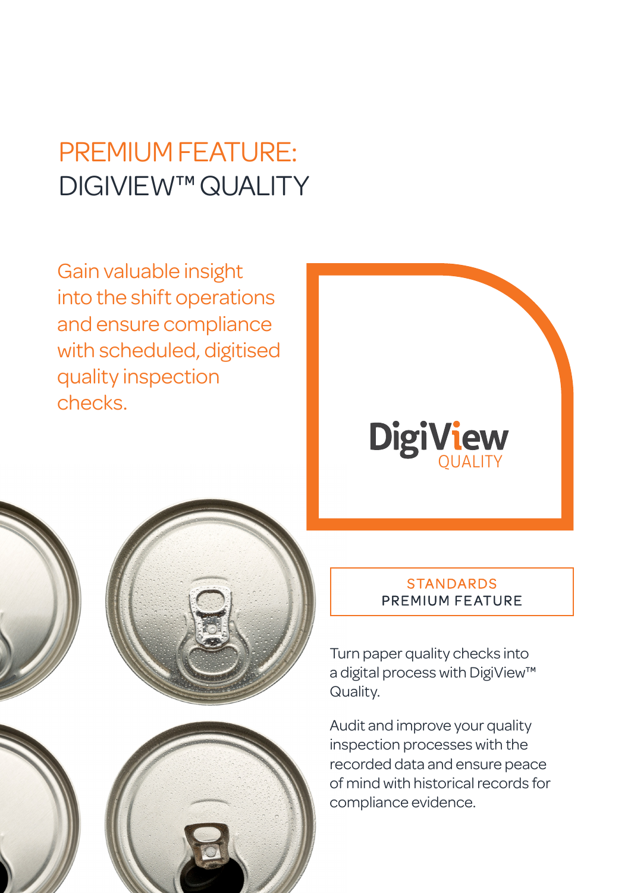# PREMIUM FEATURE: DIGIVIEW™ QUALITY

Gain valuable insight into the shift operations and ensure compliance with scheduled, digitised quality inspection checks.

DigiView QUALITY

STANDARDS
PREMIUM FEATURE

Turn paper quality checks into a digital process with DigiView™ Quality.

Audit and improve your quality inspection processes with the recorded data and ensure peace of mind with historical records for compliance evidence.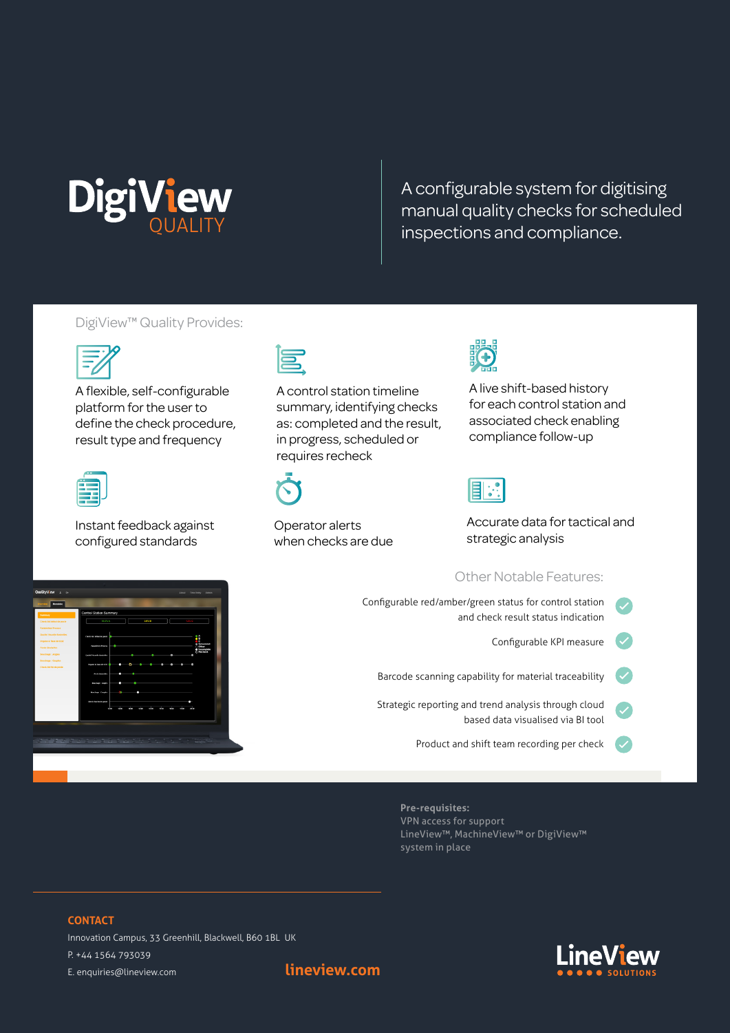# DigiView QUALITY

A configurable system for digitising manual quality checks for scheduled inspections and compliance.

## DigiView™ Quality Provides:

- A flexible, self-configurable platform for the user to define the check procedure, result type and frequency
- A control station timeline summary, identifying checks as: completed and the result, in progress, scheduled or requires recheck
- A live shift-based history for each control station and associated check enabling compliance follow-up
- Instant feedback against configured standards
- Operator alerts when checks are due
- Accurate data for tactical and strategic analysis

## Other Notable Features:

- Configurable red/amber/green status for control station and check result status indication
- Configurable KPI measure
- Barcode scanning capability for material traceability
- Strategic reporting and trend analysis through cloud based data visualised via BI tool
- Product and shift team recording per check

**Pre-requisites:**
VPN access for support
LineView™, MachineView™ or DigiView™ system in place

**CONTACT**

Innovation Campus, 33 Greenhill, Blackwell, B60 1BL UK

P. +44 1564 793039

E. enquiries@lineview.com

lineview.com

LineView SOLUTIONS